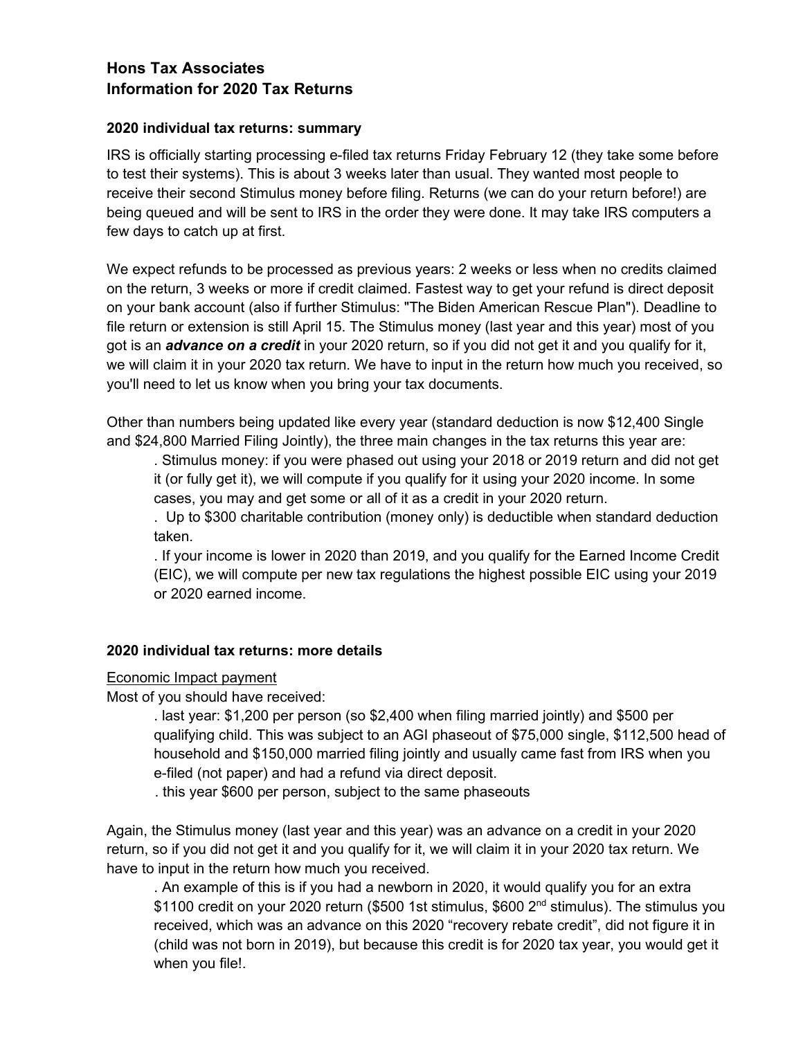# Hons Tax Associates
# Information for 2020 Tax Returns

### 2020 individual tax returns: summary

IRS is officially starting processing e-filed tax returns Friday February 12 (they take some before to test their systems). This is about 3 weeks later than usual. They wanted most people to receive their second Stimulus money before filing. Returns (we can do your return before!) are being queued and will be sent to IRS in the order they were done. It may take IRS computers a few days to catch up at first.

We expect refunds to be processed as previous years: 2 weeks or less when no credits claimed on the return, 3 weeks or more if credit claimed. Fastest way to get your refund is direct deposit on your bank account (also if further Stimulus: "The Biden American Rescue Plan"). Deadline to file return or extension is still April 15. The Stimulus money (last year and this year) most of you got is an ***advance on a credit*** in your 2020 return, so if you did not get it and you qualify for it, we will claim it in your 2020 tax return. We have to input in the return how much you received, so you'll need to let us know when you bring your tax documents.

Other than numbers being updated like every year (standard deduction is now $12,400 Single and $24,800 Married Filing Jointly), the three main changes in the tax returns this year are:

- Stimulus money: if you were phased out using your 2018 or 2019 return and did not get it (or fully get it), we will compute if you qualify for it using your 2020 income. In some cases, you may and get some or all of it as a credit in your 2020 return.
- Up to $300 charitable contribution (money only) is deductible when standard deduction taken.
- If your income is lower in 2020 than 2019, and you qualify for the Earned Income Credit (EIC), we will compute per new tax regulations the highest possible EIC using your 2019 or 2020 earned income.

### 2020 individual tax returns: more details

<u>Economic Impact payment</u>

Most of you should have received:

- last year: $1,200 per person (so $2,400 when filing married jointly) and $500 per qualifying child. This was subject to an AGI phaseout of $75,000 single, $112,500 head of household and $150,000 married filing jointly and usually came fast from IRS when you e-filed (not paper) and had a refund via direct deposit.
- this year $600 per person, subject to the same phaseouts

Again, the Stimulus money (last year and this year) was an advance on a credit in your 2020 return, so if you did not get it and you qualify for it, we will claim it in your 2020 tax return. We have to input in the return how much you received.

- An example of this is if you had a newborn in 2020, it would qualify you for an extra $1100 credit on your 2020 return ($500 1st stimulus, $600 2nd stimulus). The stimulus you received, which was an advance on this 2020 "recovery rebate credit", did not figure it in (child was not born in 2019), but because this credit is for 2020 tax year, you would get it when you file!.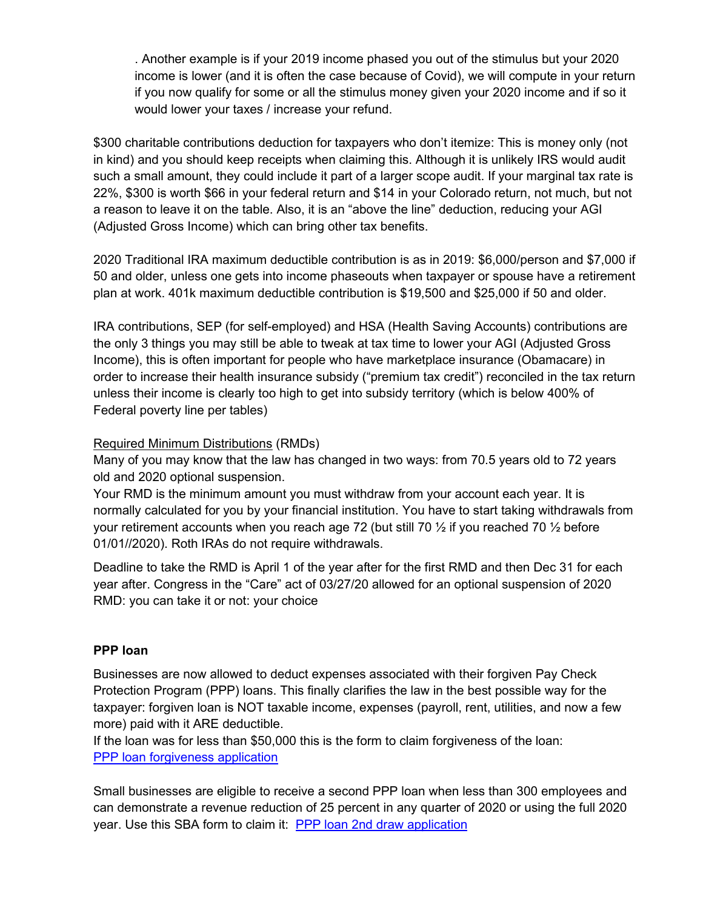. Another example is if your 2019 income phased you out of the stimulus but your 2020 income is lower (and it is often the case because of Covid), we will compute in your return if you now qualify for some or all the stimulus money given your 2020 income and if so it would lower your taxes / increase your refund.

$300 charitable contributions deduction for taxpayers who don't itemize: This is money only (not in kind) and you should keep receipts when claiming this. Although it is unlikely IRS would audit such a small amount, they could include it part of a larger scope audit. If your marginal tax rate is 22%, $300 is worth $66 in your federal return and $14 in your Colorado return, not much, but not a reason to leave it on the table. Also, it is an "above the line" deduction, reducing your AGI (Adjusted Gross Income) which can bring other tax benefits.

2020 Traditional IRA maximum deductible contribution is as in 2019: $6,000/person and $7,000 if 50 and older, unless one gets into income phaseouts when taxpayer or spouse have a retirement plan at work. 401k maximum deductible contribution is $19,500 and $25,000 if 50 and older.

IRA contributions, SEP (for self-employed) and HSA (Health Saving Accounts) contributions are the only 3 things you may still be able to tweak at tax time to lower your AGI (Adjusted Gross Income), this is often important for people who have marketplace insurance (Obamacare) in order to increase their health insurance subsidy ("premium tax credit") reconciled in the tax return unless their income is clearly too high to get into subsidy territory (which is below 400% of Federal poverty line per tables)

<u>Required Minimum Distributions</u> (RMDs)

Many of you may know that the law has changed in two ways: from 70.5 years old to 72 years old and 2020 optional suspension.

Your RMD is the minimum amount you must withdraw from your account each year. It is normally calculated for you by your financial institution. You have to start taking withdrawals from your retirement accounts when you reach age 72 (but still 70 ½ if you reached 70 ½ before 01/01//2020). Roth IRAs do not require withdrawals.

Deadline to take the RMD is April 1 of the year after for the first RMD and then Dec 31 for each year after. Congress in the "Care" act of 03/27/20 allowed for an optional suspension of 2020 RMD: you can take it or not: your choice

**PPP loan**

Businesses are now allowed to deduct expenses associated with their forgiven Pay Check Protection Program (PPP) loans. This finally clarifies the law in the best possible way for the taxpayer: forgiven loan is NOT taxable income, expenses (payroll, rent, utilities, and now a few more) paid with it ARE deductible.

If the loan was for less than $50,000 this is the form to claim forgiveness of the loan: [PPP loan forgiveness application]

Small businesses are eligible to receive a second PPP loan when less than 300 employees and can demonstrate a revenue reduction of 25 percent in any quarter of 2020 or using the full 2020 year. Use this SBA form to claim it: [PPP loan 2nd draw application]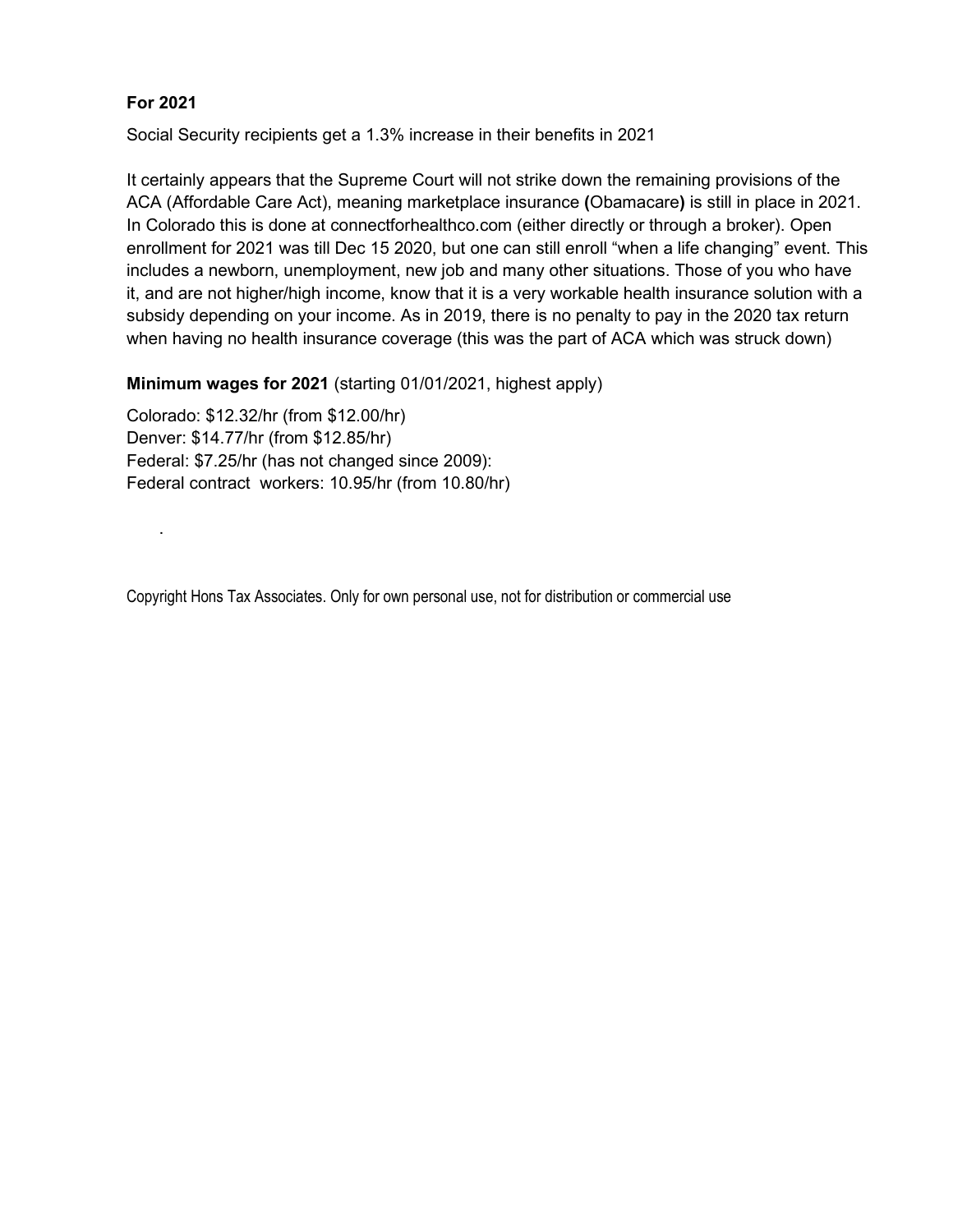**For 2021**

Social Security recipients get a 1.3% increase in their benefits in 2021

It certainly appears that the Supreme Court will not strike down the remaining provisions of the ACA (Affordable Care Act), meaning marketplace insurance **(**Obamacare**)** is still in place in 2021. In Colorado this is done at connectforhealthco.com (either directly or through a broker). Open enrollment for 2021 was till Dec 15 2020, but one can still enroll "when a life changing" event. This includes a newborn, unemployment, new job and many other situations. Those of you who have it, and are not higher/high income, know that it is a very workable health insurance solution with a subsidy depending on your income. As in 2019, there is no penalty to pay in the 2020 tax return when having no health insurance coverage (this was the part of ACA which was struck down)

**Minimum wages for 2021** (starting 01/01/2021, highest apply)

Colorado: $12.32/hr (from $12.00/hr)
Denver: $14.77/hr (from $12.85/hr)
Federal: $7.25/hr (has not changed since 2009):
Federal contract workers: 10.95/hr (from 10.80/hr)

.

Copyright Hons Tax Associates. Only for own personal use, not for distribution or commercial use